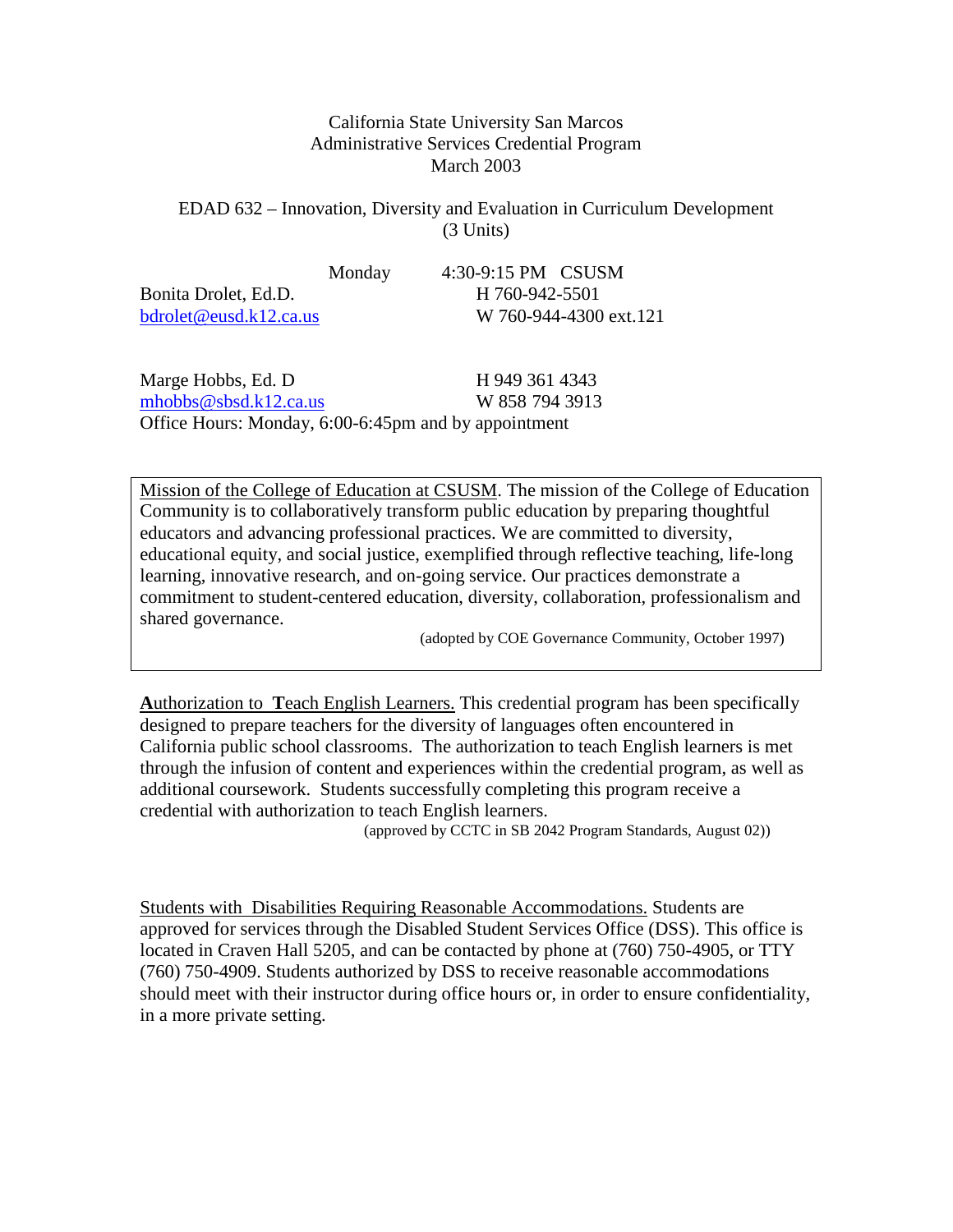California State University San Marcos
Administrative Services Credential Program
March 2003

EDAD 632 – Innovation, Diversity and Evaluation in Curriculum Development
(3 Units)

Monday 4:30-9:15 PM CSUSM

Bonita Drolet, Ed.D.
H 760-942-5501
bdrolet@eusd.k12.ca.us
W 760-944-4300 ext.121

Marge Hobbs, Ed. D
H 949 361 4343
mhobbs@sbsd.k12.ca.us
W 858 794 3913

Office Hours: Monday, 6:00-6:45pm and by appointment

Mission of the College of Education at CSUSM. The mission of the College of Education Community is to collaboratively transform public education by preparing thoughtful educators and advancing professional practices. We are committed to diversity, educational equity, and social justice, exemplified through reflective teaching, life-long learning, innovative research, and on-going service. Our practices demonstrate a commitment to student-centered education, diversity, collaboration, professionalism and shared governance.

(adopted by COE Governance Community, October 1997)

**A**uthorization to **T**each English Learners. This credential program has been specifically designed to prepare teachers for the diversity of languages often encountered in California public school classrooms. The authorization to teach English learners is met through the infusion of content and experiences within the credential program, as well as additional coursework. Students successfully completing this program receive a credential with authorization to teach English learners.

(approved by CCTC in SB 2042 Program Standards, August 02))

Students with Disabilities Requiring Reasonable Accommodations. Students are approved for services through the Disabled Student Services Office (DSS). This office is located in Craven Hall 5205, and can be contacted by phone at (760) 750-4905, or TTY (760) 750-4909. Students authorized by DSS to receive reasonable accommodations should meet with their instructor during office hours or, in order to ensure confidentiality, in a more private setting.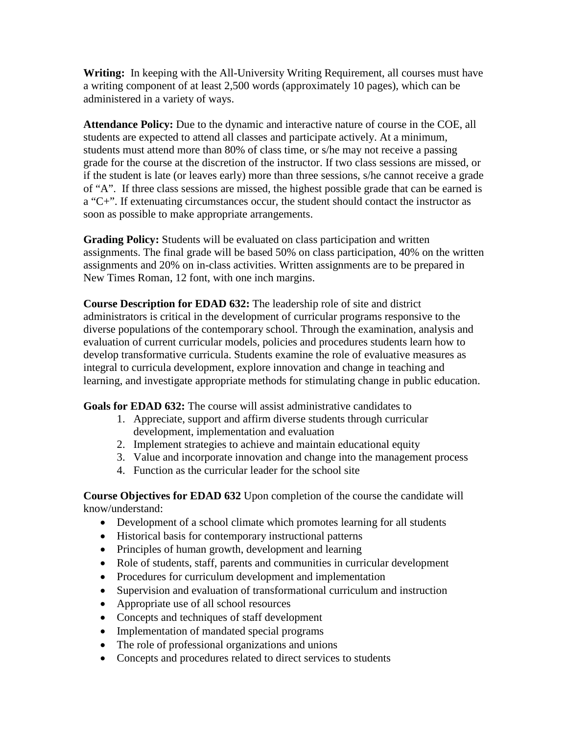**Writing:** In keeping with the All-University Writing Requirement, all courses must have a writing component of at least 2,500 words (approximately 10 pages), which can be administered in a variety of ways.

**Attendance Policy:** Due to the dynamic and interactive nature of course in the COE, all students are expected to attend all classes and participate actively. At a minimum, students must attend more than 80% of class time, or s/he may not receive a passing grade for the course at the discretion of the instructor. If two class sessions are missed, or if the student is late (or leaves early) more than three sessions, s/he cannot receive a grade of "A". If three class sessions are missed, the highest possible grade that can be earned is a "C+". If extenuating circumstances occur, the student should contact the instructor as soon as possible to make appropriate arrangements.

**Grading Policy:** Students will be evaluated on class participation and written assignments. The final grade will be based 50% on class participation, 40% on the written assignments and 20% on in-class activities. Written assignments are to be prepared in New Times Roman, 12 font, with one inch margins.

**Course Description for EDAD 632:** The leadership role of site and district administrators is critical in the development of curricular programs responsive to the diverse populations of the contemporary school. Through the examination, analysis and evaluation of current curricular models, policies and procedures students learn how to develop transformative curricula. Students examine the role of evaluative measures as integral to curricula development, explore innovation and change in teaching and learning, and investigate appropriate methods for stimulating change in public education.

**Goals for EDAD 632:** The course will assist administrative candidates to

1. Appreciate, support and affirm diverse students through curricular development, implementation and evaluation
2. Implement strategies to achieve and maintain educational equity
3. Value and incorporate innovation and change into the management process
4. Function as the curricular leader for the school site

**Course Objectives for EDAD 632** Upon completion of the course the candidate will know/understand:

- Development of a school climate which promotes learning for all students
- Historical basis for contemporary instructional patterns
- Principles of human growth, development and learning
- Role of students, staff, parents and communities in curricular development
- Procedures for curriculum development and implementation
- Supervision and evaluation of transformational curriculum and instruction
- Appropriate use of all school resources
- Concepts and techniques of staff development
- Implementation of mandated special programs
- The role of professional organizations and unions
- Concepts and procedures related to direct services to students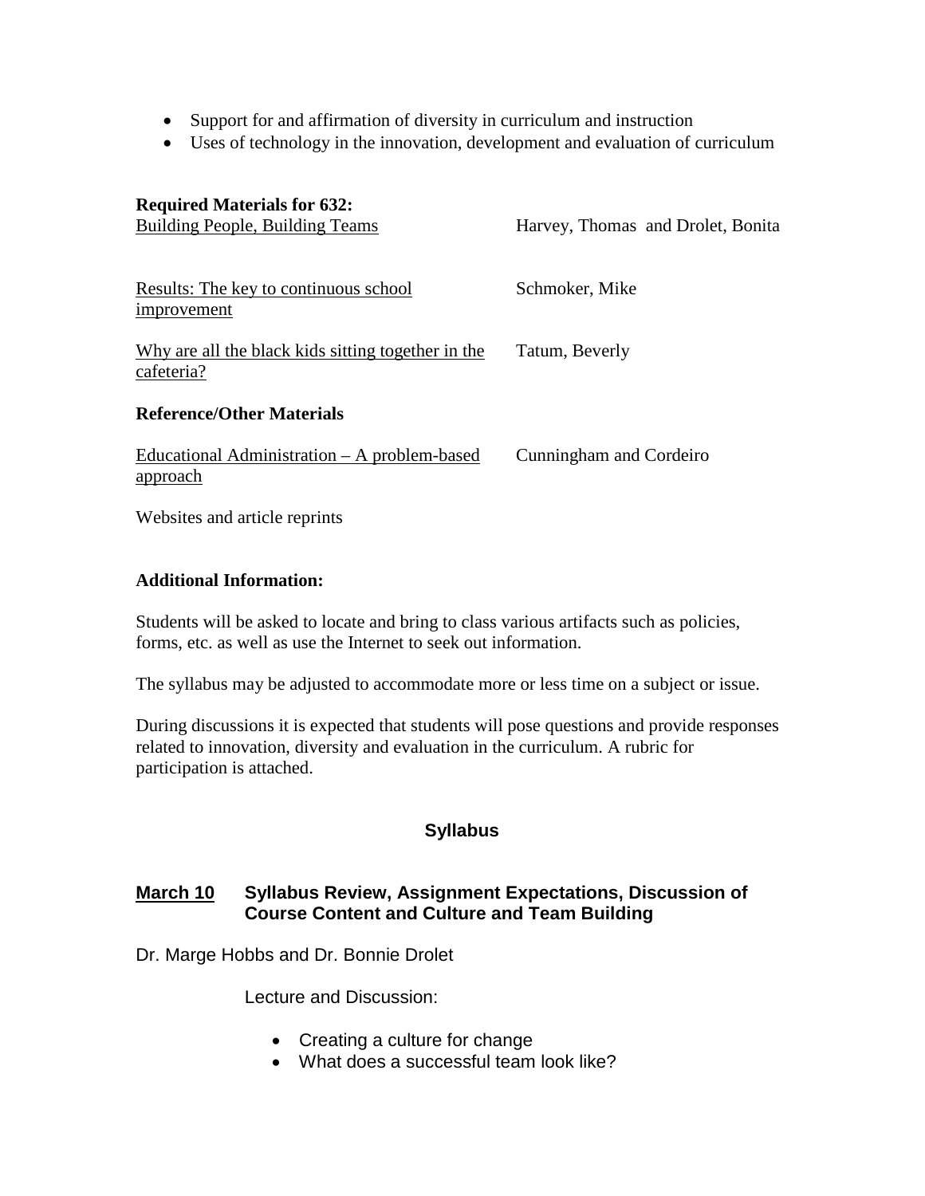- Support for and affirmation of diversity in curriculum and instruction
- Uses of technology in the innovation, development and evaluation of curriculum

**Required Materials for 632:**

| | |
|---|---|
| <u>Building People, Building Teams</u> | Harvey, Thomas and Drolet, Bonita |
| <u>Results: The key to continuous school improvement</u> | Schmoker, Mike |
| <u>Why are all the black kids sitting together in the cafeteria?</u> | Tatum, Beverly |

**Reference/Other Materials**

| | |
|---|---|
| <u>Educational Administration – A problem-based approach</u> | Cunningham and Cordeiro |

Websites and article reprints

**Additional Information:**

Students will be asked to locate and bring to class various artifacts such as policies, forms, etc. as well as use the Internet to seek out information.

The syllabus may be adjusted to accommodate more or less time on a subject or issue.

During discussions it is expected that students will pose questions and provide responses related to innovation, diversity and evaluation in the curriculum. A rubric for participation is attached.

## Syllabus

**<u>March 10</u> Syllabus Review, Assignment Expectations, Discussion of Course Content and Culture and Team Building**

Dr. Marge Hobbs and Dr. Bonnie Drolet

Lecture and Discussion:

- Creating a culture for change
- What does a successful team look like?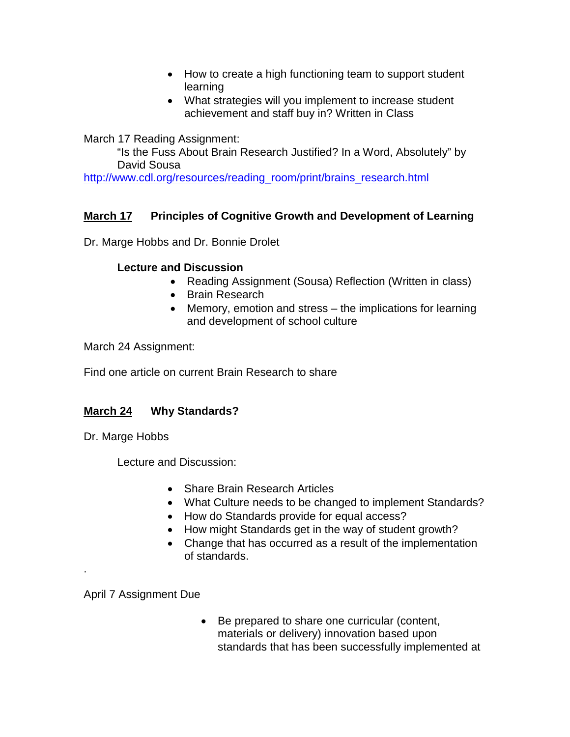- How to create a high functioning team to support student learning
- What strategies will you implement to increase student achievement and staff buy in? Written in Class

March 17 Reading Assignment:

"Is the Fuss About Brain Research Justified? In a Word, Absolutely" by David Sousa

http://www.cdl.org/resources/reading_room/print/brains_research.html

**<u>March 17</u>   Principles of Cognitive Growth and Development of Learning**

Dr. Marge Hobbs and Dr. Bonnie Drolet

**Lecture and Discussion**

- Reading Assignment (Sousa) Reflection (Written in class)
- Brain Research
- Memory, emotion and stress – the implications for learning and development of school culture

March 24 Assignment:

Find one article on current Brain Research to share

**<u>March 24</u>   Why Standards?**

Dr. Marge Hobbs

Lecture and Discussion:

- Share Brain Research Articles
- What Culture needs to be changed to implement Standards?
- How do Standards provide for equal access?
- How might Standards get in the way of student growth?
- Change that has occurred as a result of the implementation of standards.

.

April 7 Assignment Due

- Be prepared to share one curricular (content, materials or delivery) innovation based upon standards that has been successfully implemented at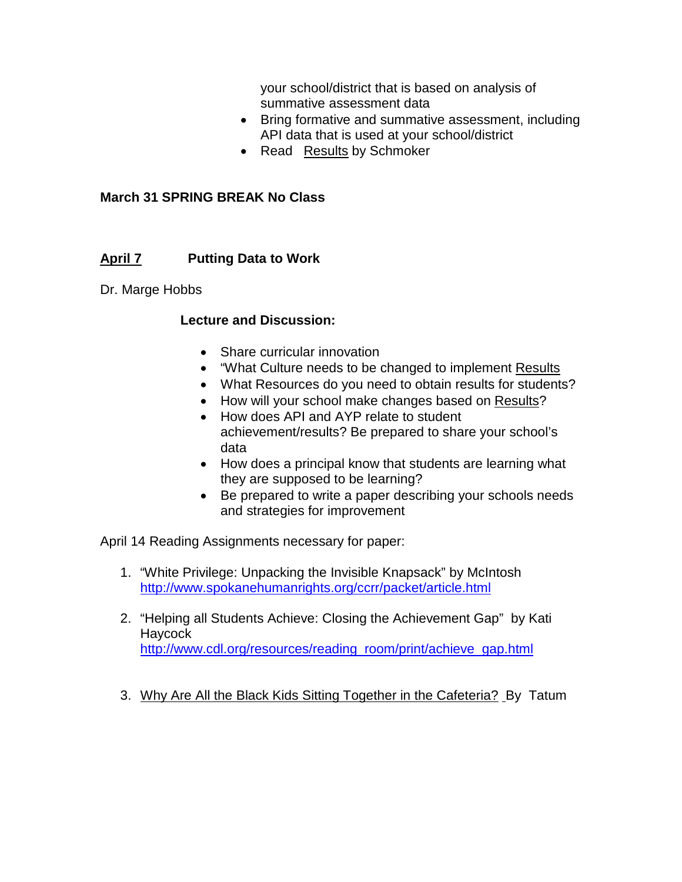your school/district that is based on analysis of summative assessment data

- Bring formative and summative assessment, including API data that is used at your school/district
- Read Results by Schmoker

**March 31 SPRING BREAK No Class**

**April 7 Putting Data to Work**

Dr. Marge Hobbs

**Lecture and Discussion:**

- Share curricular innovation
- "What Culture needs to be changed to implement Results
- What Resources do you need to obtain results for students?
- How will your school make changes based on Results?
- How does API and AYP relate to student achievement/results? Be prepared to share your school's data
- How does a principal know that students are learning what they are supposed to be learning?
- Be prepared to write a paper describing your schools needs and strategies for improvement

April 14 Reading Assignments necessary for paper:

1. "White Privilege: Unpacking the Invisible Knapsack" by McIntosh
   http://www.spokanehumanrights.org/ccrr/packet/article.html

2. "Helping all Students Achieve: Closing the Achievement Gap" by Kati Haycock
   http://www.cdl.org/resources/reading_room/print/achieve_gap.html

3. Why Are All the Black Kids Sitting Together in the Cafeteria? By Tatum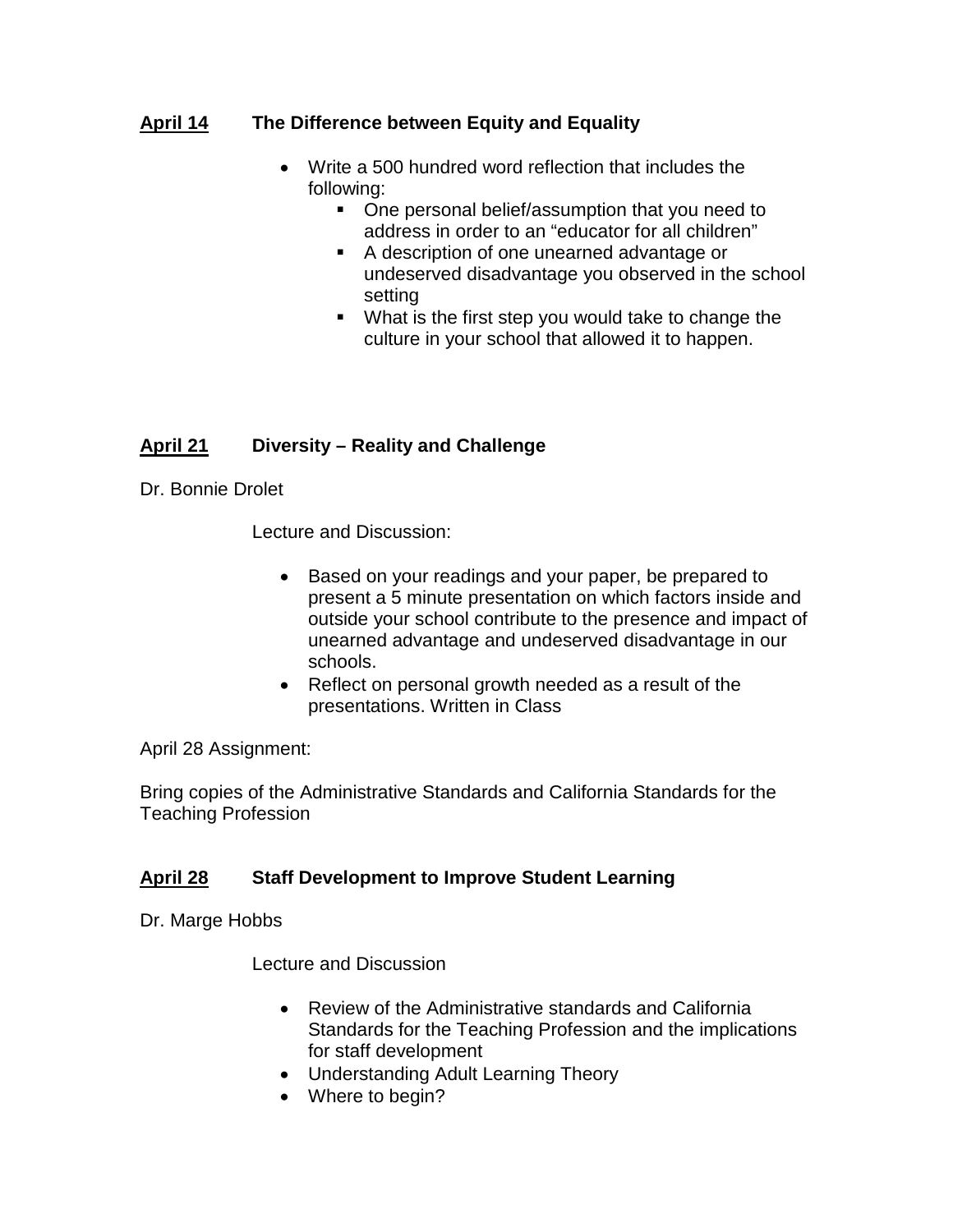**April 14** **The Difference between Equity and Equality**

- Write a 500 hundred word reflection that includes the following:
  - One personal belief/assumption that you need to address in order to an "educator for all children"
  - A description of one unearned advantage or undeserved disadvantage you observed in the school setting
  - What is the first step you would take to change the culture in your school that allowed it to happen.

**April 21** **Diversity – Reality and Challenge**

Dr. Bonnie Drolet

Lecture and Discussion:

- Based on your readings and your paper, be prepared to present a 5 minute presentation on which factors inside and outside your school contribute to the presence and impact of unearned advantage and undeserved disadvantage in our schools.
- Reflect on personal growth needed as a result of the presentations. Written in Class

April 28 Assignment:

Bring copies of the Administrative Standards and California Standards for the Teaching Profession

**April 28** **Staff Development to Improve Student Learning**

Dr. Marge Hobbs

Lecture and Discussion

- Review of the Administrative standards and California Standards for the Teaching Profession and the implications for staff development
- Understanding Adult Learning Theory
- Where to begin?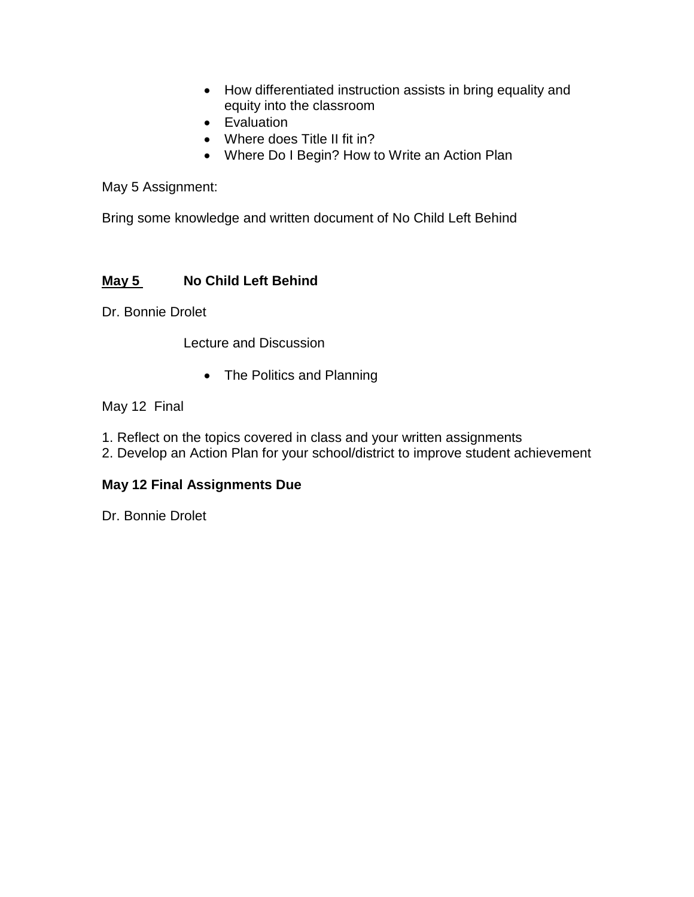- How differentiated instruction assists in bring equality and equity into the classroom
- Evaluation
- Where does Title II fit in?
- Where Do I Begin? How to Write an Action Plan

May 5 Assignment:

Bring some knowledge and written document of No Child Left Behind

**May 5** **No Child Left Behind**

Dr. Bonnie Drolet

Lecture and Discussion

- The Politics and Planning

May 12 Final

1. Reflect on the topics covered in class and your written assignments
2. Develop an Action Plan for your school/district to improve student achievement

**May 12 Final Assignments Due**

Dr. Bonnie Drolet